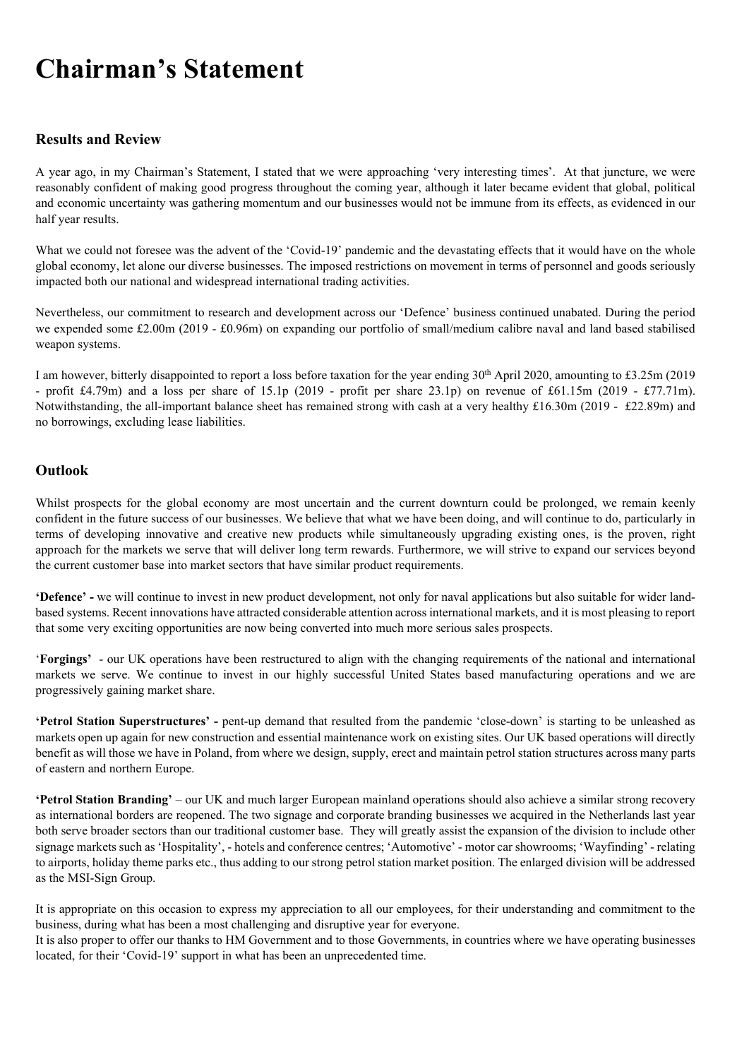# Chairman's Statement

## Results and Review

A year ago, in my Chairman's Statement, I stated that we were approaching 'very interesting times'. At that juncture, we were reasonably confident of making good progress throughout the coming year, although it later became evident that global, political and economic uncertainty was gathering momentum and our businesses would not be immune from its effects, as evidenced in our half year results.

What we could not foresee was the advent of the 'Covid-19' pandemic and the devastating effects that it would have on the whole global economy, let alone our diverse businesses. The imposed restrictions on movement in terms of personnel and goods seriously impacted both our national and widespread international trading activities.

Nevertheless, our commitment to research and development across our 'Defence' business continued unabated. During the period we expended some £2.00m (2019 - £0.96m) on expanding our portfolio of small/medium calibre naval and land based stabilised weapon systems.

I am however, bitterly disappointed to report a loss before taxation for the year ending 30th April 2020, amounting to £3.25m (2019 - profit £4.79m) and a loss per share of 15.1p (2019 - profit per share 23.1p) on revenue of £61.15m (2019 - £77.71m). Notwithstanding, the all-important balance sheet has remained strong with cash at a very healthy £16.30m (2019 - £22.89m) and no borrowings, excluding lease liabilities.

## Outlook

Whilst prospects for the global economy are most uncertain and the current downturn could be prolonged, we remain keenly confident in the future success of our businesses. We believe that what we have been doing, and will continue to do, particularly in terms of developing innovative and creative new products while simultaneously upgrading existing ones, is the proven, right approach for the markets we serve that will deliver long term rewards. Furthermore, we will strive to expand our services beyond the current customer base into market sectors that have similar product requirements.

**'Defence' -** we will continue to invest in new product development, not only for naval applications but also suitable for wider land-based systems. Recent innovations have attracted considerable attention across international markets, and it is most pleasing to report that some very exciting opportunities are now being converted into much more serious sales prospects.

'**Forgings'** - our UK operations have been restructured to align with the changing requirements of the national and international markets we serve. We continue to invest in our highly successful United States based manufacturing operations and we are progressively gaining market share.

**'Petrol Station Superstructures' -** pent-up demand that resulted from the pandemic 'close-down' is starting to be unleashed as markets open up again for new construction and essential maintenance work on existing sites. Our UK based operations will directly benefit as will those we have in Poland, from where we design, supply, erect and maintain petrol station structures across many parts of eastern and northern Europe.

**'Petrol Station Branding'** – our UK and much larger European mainland operations should also achieve a similar strong recovery as international borders are reopened. The two signage and corporate branding businesses we acquired in the Netherlands last year both serve broader sectors than our traditional customer base. They will greatly assist the expansion of the division to include other signage markets such as 'Hospitality', - hotels and conference centres; 'Automotive' - motor car showrooms; 'Wayfinding' - relating to airports, holiday theme parks etc., thus adding to our strong petrol station market position. The enlarged division will be addressed as the MSI-Sign Group.

It is appropriate on this occasion to express my appreciation to all our employees, for their understanding and commitment to the business, during what has been a most challenging and disruptive year for everyone.

It is also proper to offer our thanks to HM Government and to those Governments, in countries where we have operating businesses located, for their 'Covid-19' support in what has been an unprecedented time.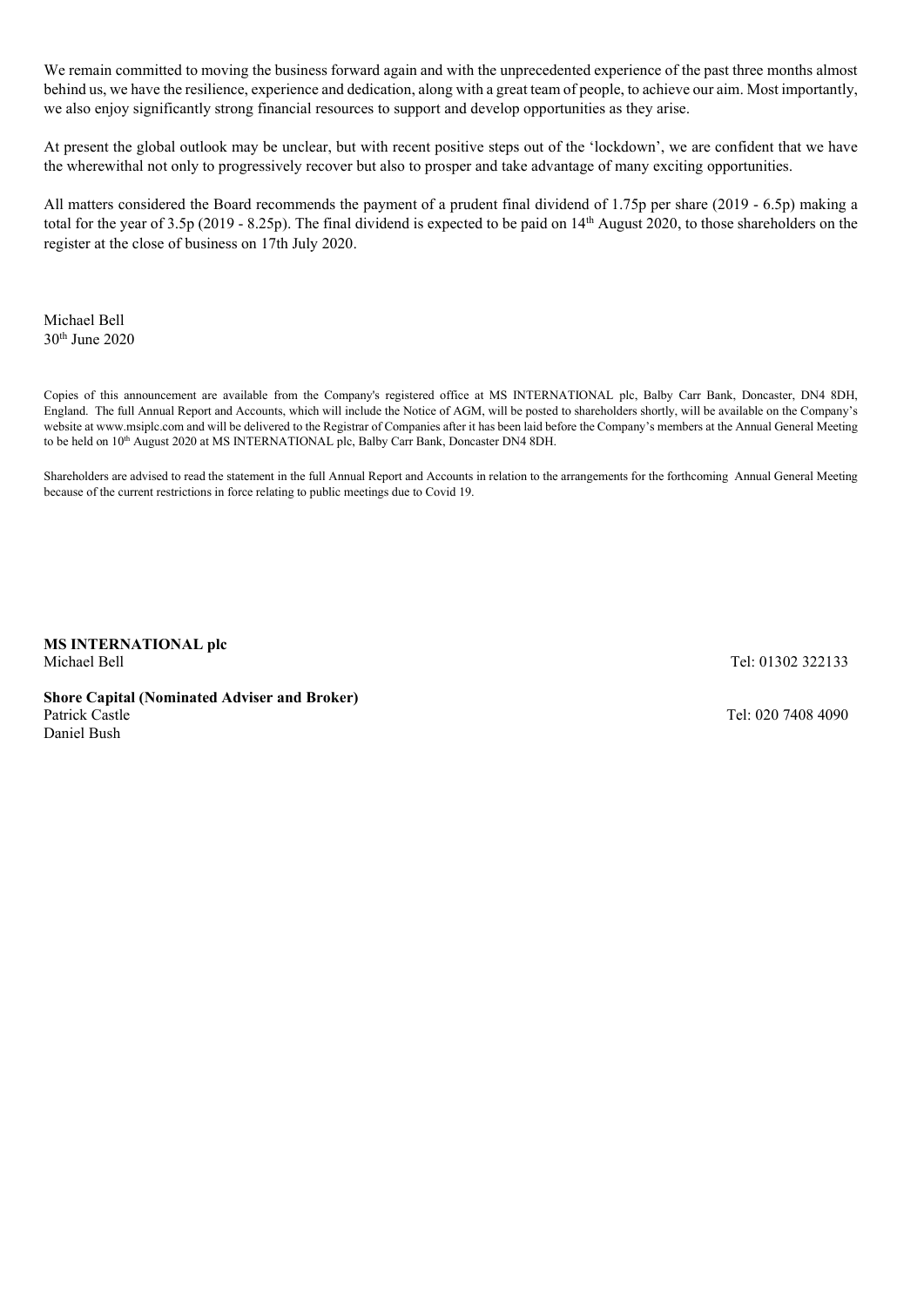We remain committed to moving the business forward again and with the unprecedented experience of the past three months almost behind us, we have the resilience, experience and dedication, along with a great team of people, to achieve our aim. Most importantly, we also enjoy significantly strong financial resources to support and develop opportunities as they arise.

At present the global outlook may be unclear, but with recent positive steps out of the 'lockdown', we are confident that we have the wherewithal not only to progressively recover but also to prosper and take advantage of many exciting opportunities.

All matters considered the Board recommends the payment of a prudent final dividend of 1.75p per share (2019 - 6.5p) making a total for the year of 3.5p (2019 - 8.25p). The final dividend is expected to be paid on 14th August 2020, to those shareholders on the register at the close of business on 17th July 2020.

Michael Bell
30th June 2020

Copies of this announcement are available from the Company's registered office at MS INTERNATIONAL plc, Balby Carr Bank, Doncaster, DN4 8DH, England. The full Annual Report and Accounts, which will include the Notice of AGM, will be posted to shareholders shortly, will be available on the Company's website at www.msiplc.com and will be delivered to the Registrar of Companies after it has been laid before the Company's members at the Annual General Meeting to be held on 10th August 2020 at MS INTERNATIONAL plc, Balby Carr Bank, Doncaster DN4 8DH.

Shareholders are advised to read the statement in the full Annual Report and Accounts in relation to the arrangements for the forthcoming Annual General Meeting because of the current restrictions in force relating to public meetings due to Covid 19.

**MS INTERNATIONAL plc**
Michael Bell — Tel: 01302 322133

**Shore Capital (Nominated Adviser and Broker)**
Patrick Castle — Tel: 020 7408 4090
Daniel Bush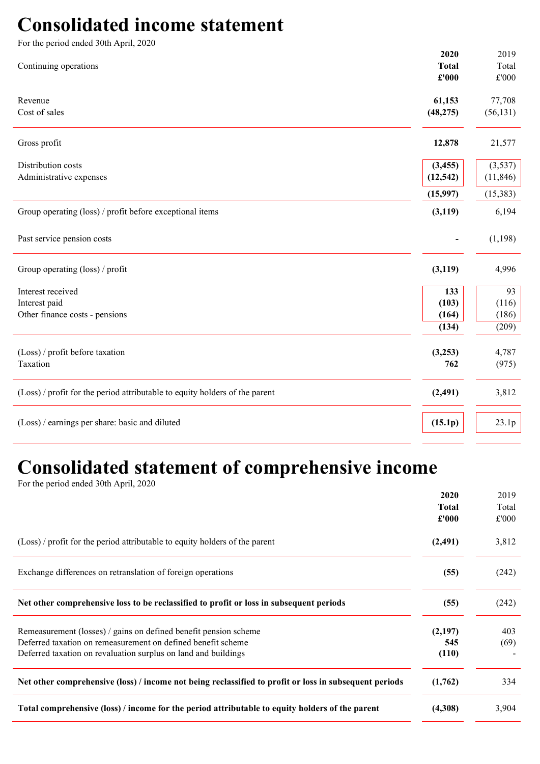# Consolidated income statement

For the period ended 30th April, 2020

| Continuing operations | **2020 Total £'000** | 2019 Total £'000 |
|---|---|---|
| Revenue | **61,153** | 77,708 |
| Cost of sales | **(48,275)** | (56,131) |
| Gross profit | **12,878** | 21,577 |
| Distribution costs | **(3,455)** | (3,537) |
| Administrative expenses | **(12,542)** | (11,846) |
| | **(15,997)** | (15,383) |
| Group operating (loss) / profit before exceptional items | **(3,119)** | 6,194 |
| Past service pension costs | **-** | (1,198) |
| Group operating (loss) / profit | **(3,119)** | 4,996 |
| Interest received | **133** | 93 |
| Interest paid | **(103)** | (116) |
| Other finance costs - pensions | **(164)** | (186) |
| | **(134)** | (209) |
| (Loss) / profit before taxation | **(3,253)** | 4,787 |
| Taxation | **762** | (975) |
| (Loss) / profit for the period attributable to equity holders of the parent | **(2,491)** | 3,812 |
| (Loss) / earnings per share: basic and diluted | **(15.1p)** | 23.1p |

# Consolidated statement of comprehensive income

For the period ended 30th April, 2020

| | **2020 Total £'000** | 2019 Total £'000 |
|---|---|---|
| (Loss) / profit for the period attributable to equity holders of the parent | **(2,491)** | 3,812 |
| Exchange differences on retranslation of foreign operations | **(55)** | (242) |
| **Net other comprehensive loss to be reclassified to profit or loss in subsequent periods** | **(55)** | (242) |
| Remeasurement (losses) / gains on defined benefit pension scheme | **(2,197)** | 403 |
| Deferred taxation on remeasurement on defined benefit scheme | **545** | (69) |
| Deferred taxation on revaluation surplus on land and buildings | **(110)** | - |
| **Net other comprehensive (loss) / income not being reclassified to profit or loss in subsequent periods** | **(1,762)** | 334 |
| **Total comprehensive (loss) / income for the period attributable to equity holders of the parent** | **(4,308)** | 3,904 |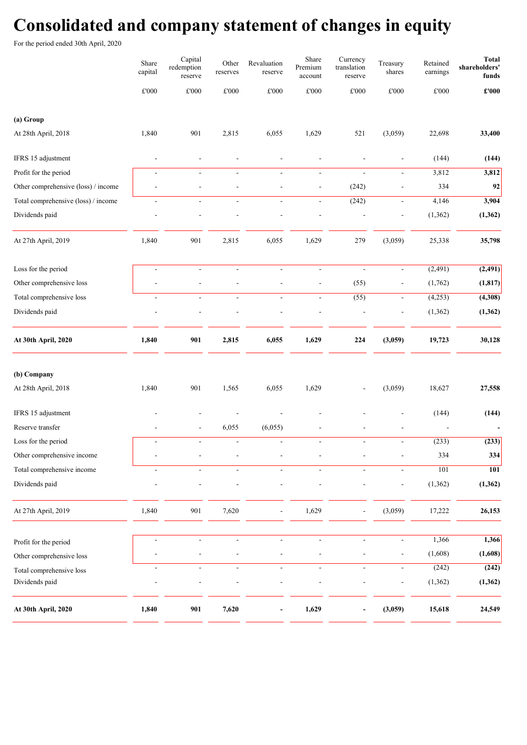# Consolidated and company statement of changes in equity

For the period ended 30th April, 2020

| | Share capital | Capital redemption reserve | Other reserves | Revaluation reserve | Share Premium account | Currency translation reserve | Treasury shares | Retained earnings | **Total shareholders' funds** |
|---|---|---|---|---|---|---|---|---|---|
| | £'000 | £'000 | £'000 | £'000 | £'000 | £'000 | £'000 | £'000 | **£'000** |
| **(a) Group** | | | | | | | | | |
| At 28th April, 2018 | 1,840 | 901 | 2,815 | 6,055 | 1,629 | 521 | (3,059) | 22,698 | **33,400** |
| IFRS 15 adjustment | - | - | - | - | - | - | - | (144) | **(144)** |
| Profit for the period | - | - | - | - | - | - | - | 3,812 | **3,812** |
| Other comprehensive (loss) / income | - | - | - | - | - | (242) | - | 334 | **92** |
| Total comprehensive (loss) / income | - | - | - | - | - | (242) | - | 4,146 | **3,904** |
| Dividends paid | - | - | - | - | - | - | - | (1,362) | **(1,362)** |
| At 27th April, 2019 | 1,840 | 901 | 2,815 | 6,055 | 1,629 | 279 | (3,059) | 25,338 | **35,798** |
| Loss for the period | - | - | - | - | - | - | - | (2,491) | **(2,491)** |
| Other comprehensive loss | - | - | - | - | - | (55) | - | (1,762) | **(1,817)** |
| Total comprehensive loss | - | - | - | - | - | (55) | - | (4,253) | **(4,308)** |
| Dividends paid | - | - | - | - | - | - | - | (1,362) | **(1,362)** |
| **At 30th April, 2020** | **1,840** | **901** | **2,815** | **6,055** | **1,629** | **224** | **(3,059)** | **19,723** | **30,128** |
| **(b) Company** | | | | | | | | | |
| At 28th April, 2018 | 1,840 | 901 | 1,565 | 6,055 | 1,629 | - | (3,059) | 18,627 | **27,558** |
| IFRS 15 adjustment | - | - | - | - | - | - | - | (144) | **(144)** |
| Reserve transfer | - | - | 6,055 | (6,055) | - | - | - | - | **-** |
| Loss for the period | - | - | - | - | - | - | - | (233) | **(233)** |
| Other comprehensive income | - | - | - | - | - | - | - | 334 | **334** |
| Total comprehensive income | - | - | - | - | - | - | - | 101 | **101** |
| Dividends paid | - | - | - | - | - | - | - | (1,362) | **(1,362)** |
| At 27th April, 2019 | 1,840 | 901 | 7,620 | - | 1,629 | - | (3,059) | 17,222 | **26,153** |
| Profit for the period | - | - | - | - | - | - | - | 1,366 | **1,366** |
| Other comprehensive loss | - | - | - | - | - | - | - | (1,608) | **(1,608)** |
| Total comprehensive loss | - | - | - | - | - | - | - | (242) | **(242)** |
| Dividends paid | - | - | - | - | - | - | - | (1,362) | **(1,362)** |
| **At 30th April, 2020** | **1,840** | **901** | **7,620** | **-** | **1,629** | **-** | **(3,059)** | **15,618** | **24,549** |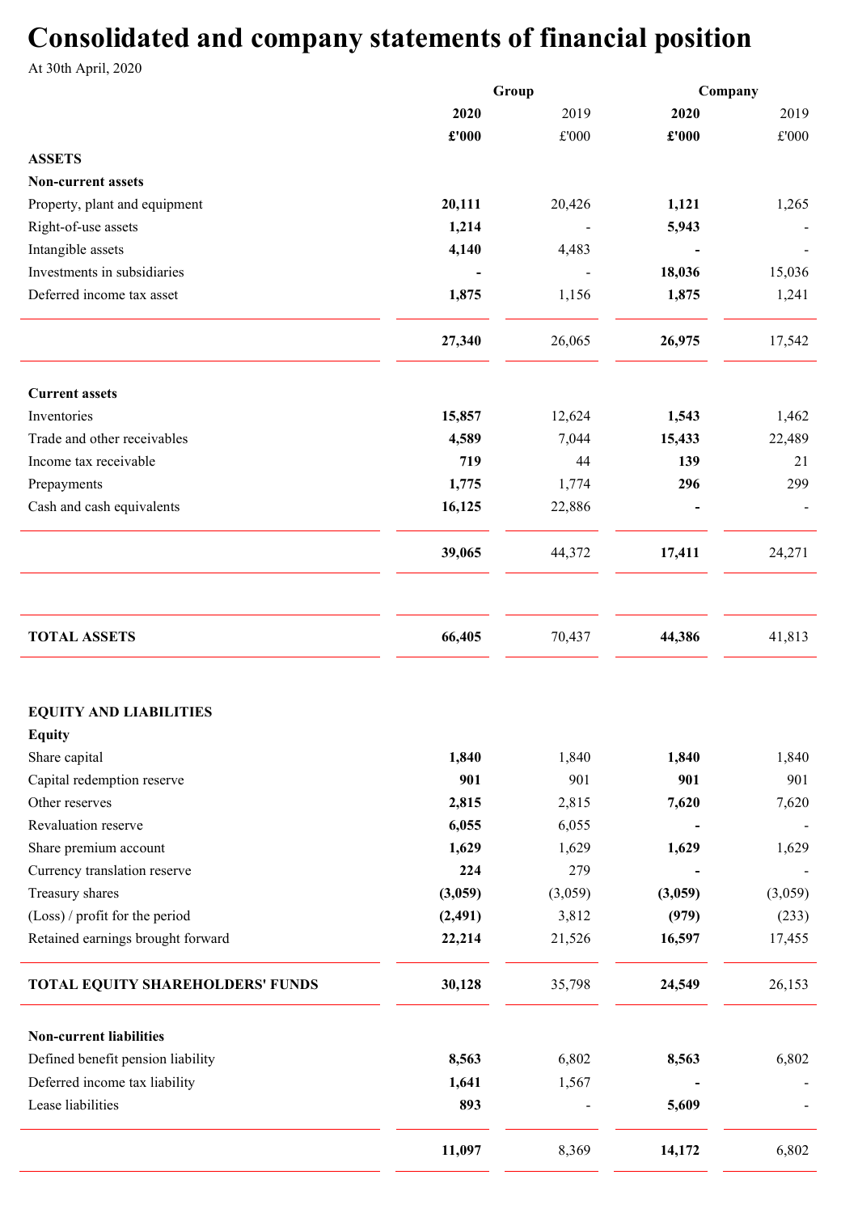# Consolidated and company statements of financial position

At 30th April, 2020

| | Group | | Company | |
|---|---|---|---|---|
| | **2020** | 2019 | **2020** | 2019 |
| | **£'000** | £'000 | **£'000** | £'000 |
| **ASSETS** | | | | |
| **Non-current assets** | | | | |
| Property, plant and equipment | **20,111** | 20,426 | **1,121** | 1,265 |
| Right-of-use assets | **1,214** | - | **5,943** | - |
| Intangible assets | **4,140** | 4,483 | **-** | - |
| Investments in subsidiaries | **-** | - | **18,036** | 15,036 |
| Deferred income tax asset | **1,875** | 1,156 | **1,875** | 1,241 |
| | **27,340** | 26,065 | **26,975** | 17,542 |
| **Current assets** | | | | |
| Inventories | **15,857** | 12,624 | **1,543** | 1,462 |
| Trade and other receivables | **4,589** | 7,044 | **15,433** | 22,489 |
| Income tax receivable | **719** | 44 | **139** | 21 |
| Prepayments | **1,775** | 1,774 | **296** | 299 |
| Cash and cash equivalents | **16,125** | 22,886 | **-** | - |
| | **39,065** | 44,372 | **17,411** | 24,271 |
| **TOTAL ASSETS** | **66,405** | 70,437 | **44,386** | 41,813 |
| **EQUITY AND LIABILITIES** | | | | |
| **Equity** | | | | |
| Share capital | **1,840** | 1,840 | **1,840** | 1,840 |
| Capital redemption reserve | **901** | 901 | **901** | 901 |
| Other reserves | **2,815** | 2,815 | **7,620** | 7,620 |
| Revaluation reserve | **6,055** | 6,055 | **-** | - |
| Share premium account | **1,629** | 1,629 | **1,629** | 1,629 |
| Currency translation reserve | **224** | 279 | **-** | - |
| Treasury shares | **(3,059)** | (3,059) | **(3,059)** | (3,059) |
| (Loss) / profit for the period | **(2,491)** | 3,812 | **(979)** | (233) |
| Retained earnings brought forward | **22,214** | 21,526 | **16,597** | 17,455 |
| **TOTAL EQUITY SHAREHOLDERS' FUNDS** | **30,128** | 35,798 | **24,549** | 26,153 |
| **Non-current liabilities** | | | | |
| Defined benefit pension liability | **8,563** | 6,802 | **8,563** | 6,802 |
| Deferred income tax liability | **1,641** | 1,567 | **-** | - |
| Lease liabilities | **893** | - | **5,609** | - |
| | **11,097** | 8,369 | **14,172** | 6,802 |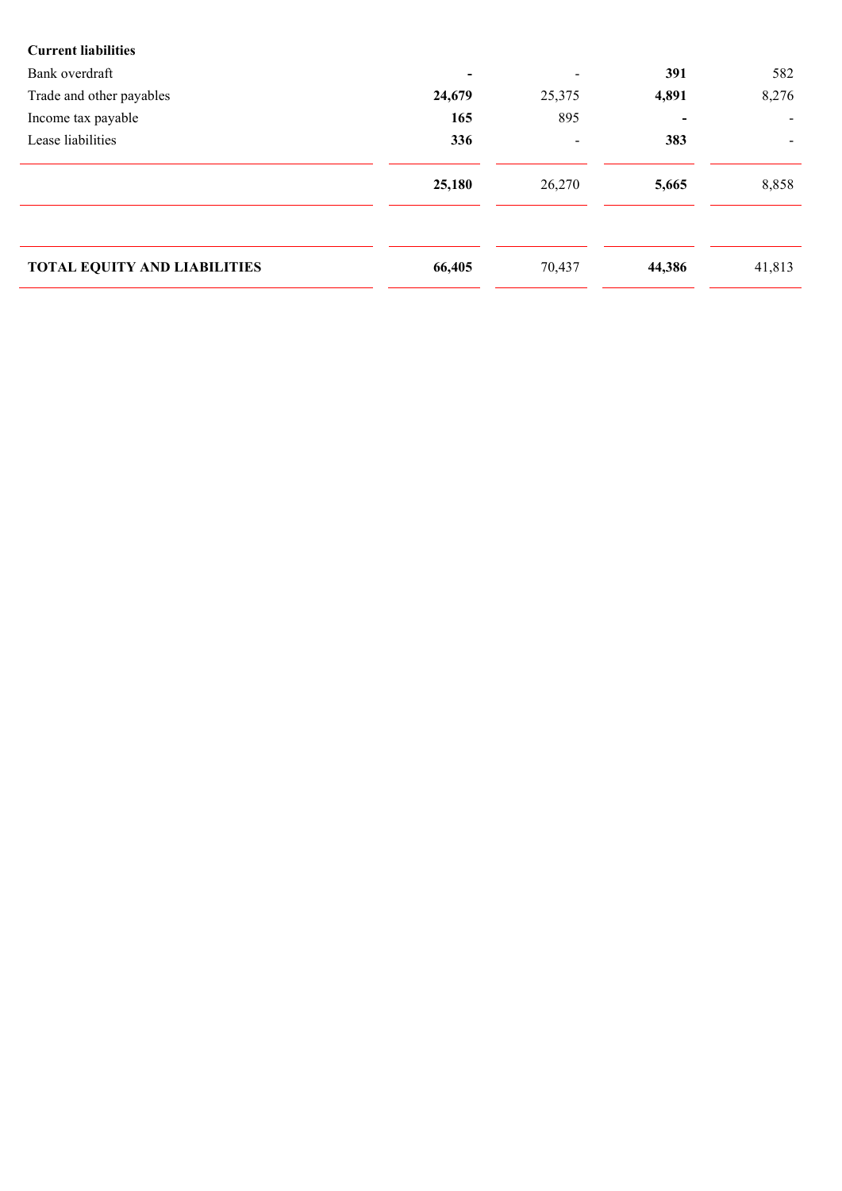| | | | | |
|---|---|---|---|---|
| **Current liabilities** | | | | |
| Bank overdraft | **-** | - | **391** | 582 |
| Trade and other payables | **24,679** | 25,375 | **4,891** | 8,276 |
| Income tax payable | **165** | 895 | **-** | - |
| Lease liabilities | **336** | - | **383** | - |
| | **25,180** | 26,270 | **5,665** | 8,858 |
| **TOTAL EQUITY AND LIABILITIES** | **66,405** | 70,437 | **44,386** | 41,813 |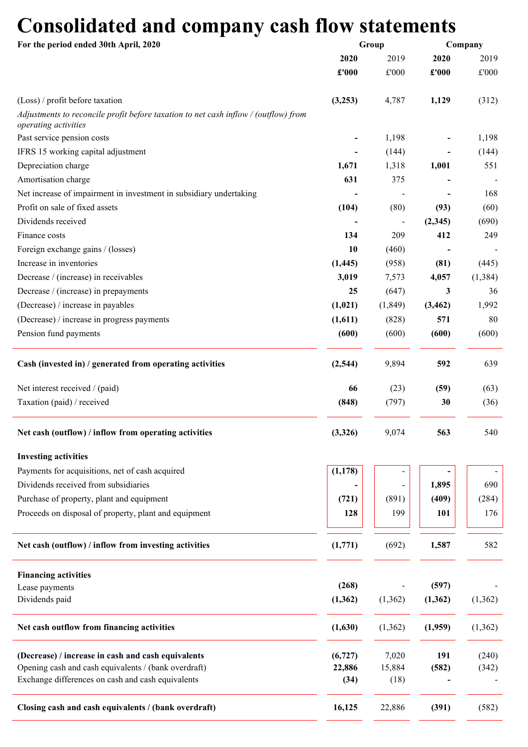# Consolidated and company cash flow statements

| For the period ended 30th April, 2020 | Group | | Company | |
|---|---|---|---|---|
| | **2020** | 2019 | **2020** | 2019 |
| | **£'000** | £'000 | **£'000** | £'000 |
| (Loss) / profit before taxation | **(3,253)** | 4,787 | **1,129** | (312) |
| *Adjustments to reconcile profit before taxation to net cash inflow / (outflow) from operating activities* | | | | |
| Past service pension costs | **-** | 1,198 | **-** | 1,198 |
| IFRS 15 working capital adjustment | **-** | (144) | **-** | (144) |
| Depreciation charge | **1,671** | 1,318 | **1,001** | 551 |
| Amortisation charge | **631** | 375 | **-** | - |
| Net increase of impairment in investment in subsidiary undertaking | **-** | - | **-** | 168 |
| Profit on sale of fixed assets | **(104)** | (80) | **(93)** | (60) |
| Dividends received | **-** | - | **(2,345)** | (690) |
| Finance costs | **134** | 209 | **412** | 249 |
| Foreign exchange gains / (losses) | **10** | (460) | **-** | - |
| Increase in inventories | **(1,445)** | (958) | **(81)** | (445) |
| Decrease / (increase) in receivables | **3,019** | 7,573 | **4,057** | (1,384) |
| Decrease / (increase) in prepayments | **25** | (647) | **3** | 36 |
| (Decrease) / increase in payables | **(1,021)** | (1,849) | **(3,462)** | 1,992 |
| (Decrease) / increase in progress payments | **(1,611)** | (828) | **571** | 80 |
| Pension fund payments | **(600)** | (600) | **(600)** | (600) |
| **Cash (invested in) / generated from operating activities** | **(2,544)** | 9,894 | **592** | 639 |
| Net interest received / (paid) | **66** | (23) | **(59)** | (63) |
| Taxation (paid) / received | **(848)** | (797) | **30** | (36) |
| **Net cash (outflow) / inflow from operating activities** | **(3,326)** | 9,074 | **563** | 540 |
| **Investing activities** | | | | |
| Payments for acquisitions, net of cash acquired | **(1,178)** | - | **-** | - |
| Dividends received from subsidiaries | **-** | - | **1,895** | 690 |
| Purchase of property, plant and equipment | **(721)** | (891) | **(409)** | (284) |
| Proceeds on disposal of property, plant and equipment | **128** | 199 | **101** | 176 |
| **Net cash (outflow) / inflow from investing activities** | **(1,771)** | (692) | **1,587** | 582 |
| **Financing activities** | | | | |
| Lease payments | **(268)** | - | **(597)** | - |
| Dividends paid | **(1,362)** | (1,362) | **(1,362)** | (1,362) |
| **Net cash outflow from financing activities** | **(1,630)** | (1,362) | **(1,959)** | (1,362) |
| **(Decrease) / increase in cash and cash equivalents** | **(6,727)** | 7,020 | **191** | (240) |
| Opening cash and cash equivalents / (bank overdraft) | **22,886** | 15,884 | **(582)** | (342) |
| Exchange differences on cash and cash equivalents | **(34)** | (18) | **-** | - |
| **Closing cash and cash equivalents / (bank overdraft)** | **16,125** | 22,886 | **(391)** | (582) |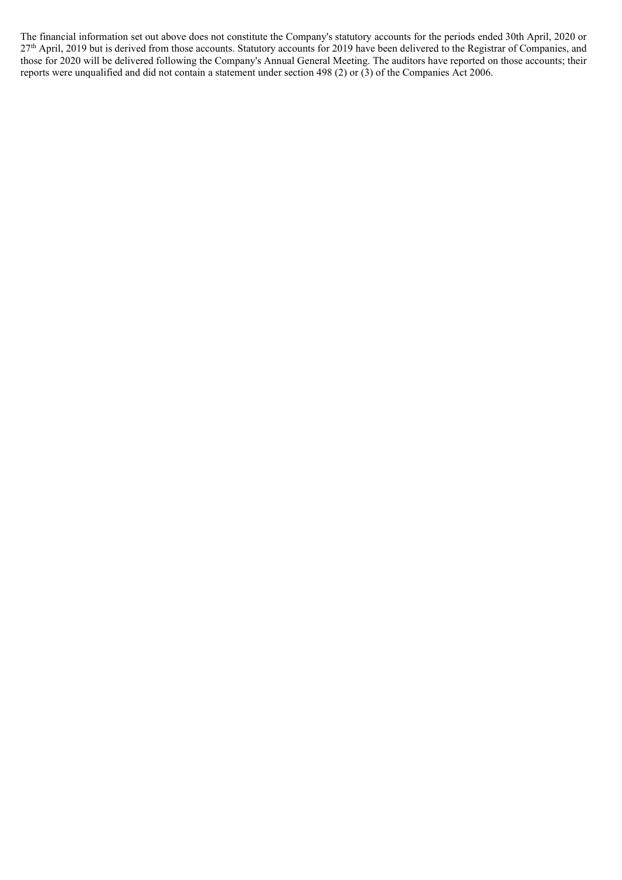The financial information set out above does not constitute the Company's statutory accounts for the periods ended 30th April, 2020 or 27th April, 2019 but is derived from those accounts. Statutory accounts for 2019 have been delivered to the Registrar of Companies, and those for 2020 will be delivered following the Company's Annual General Meeting. The auditors have reported on those accounts; their reports were unqualified and did not contain a statement under section 498 (2) or (3) of the Companies Act 2006.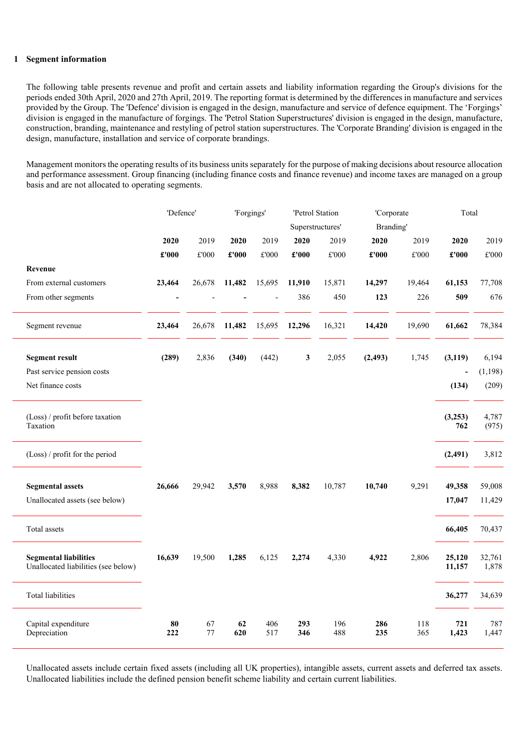## 1 Segment information

The following table presents revenue and profit and certain assets and liability information regarding the Group's divisions for the periods ended 30th April, 2020 and 27th April, 2019. The reporting format is determined by the differences in manufacture and services provided by the Group. The 'Defence' division is engaged in the design, manufacture and service of defence equipment. The 'Forgings' division is engaged in the manufacture of forgings. The 'Petrol Station Superstructures' division is engaged in the design, manufacture, construction, branding, maintenance and restyling of petrol station superstructures. The 'Corporate Branding' division is engaged in the design, manufacture, installation and service of corporate brandings.

Management monitors the operating results of its business units separately for the purpose of making decisions about resource allocation and performance assessment. Group financing (including finance costs and finance revenue) and income taxes are managed on a group basis and are not allocated to operating segments.

| | 'Defence' | | 'Forgings' | | 'Petrol Station Superstructures' | | 'Corporate Branding' | | Total | |
|---|---|---|---|---|---|---|---|---|---|---|
| | **2020** | 2019 | **2020** | 2019 | **2020** | 2019 | **2020** | 2019 | **2020** | 2019 |
| | **£'000** | £'000 | **£'000** | £'000 | **£'000** | £'000 | **£'000** | £'000 | **£'000** | £'000 |
| **Revenue** | | | | | | | | | | |
| From external customers | **23,464** | 26,678 | **11,482** | 15,695 | **11,910** | 15,871 | **14,297** | 19,464 | **61,153** | 77,708 |
| From other segments | **-** | - | **-** | - | **386** | 450 | **123** | 226 | **509** | 676 |
| Segment revenue | **23,464** | 26,678 | **11,482** | 15,695 | **12,296** | 16,321 | **14,420** | 19,690 | **61,662** | 78,384 |
| **Segment result** | **(289)** | 2,836 | **(340)** | (442) | **3** | 2,055 | **(2,493)** | 1,745 | **(3,119)** | 6,194 |
| Past service pension costs | | | | | | | | | **-** | (1,198) |
| Net finance costs | | | | | | | | | **(134)** | (209) |
| (Loss) / profit before taxation | | | | | | | | | **(3,253)** | 4,787 |
| Taxation | | | | | | | | | **762** | (975) |
| (Loss) / profit for the period | | | | | | | | | **(2,491)** | 3,812 |
| **Segmental assets** | **26,666** | 29,942 | **3,570** | 8,988 | **8,382** | 10,787 | **10,740** | 9,291 | **49,358** | 59,008 |
| Unallocated assets (see below) | | | | | | | | | **17,047** | 11,429 |
| Total assets | | | | | | | | | **66,405** | 70,437 |
| **Segmental liabilities** | **16,639** | 19,500 | **1,285** | 6,125 | **2,274** | 4,330 | **4,922** | 2,806 | **25,120** | 32,761 |
| Unallocated liabilities (see below) | | | | | | | | | **11,157** | 1,878 |
| Total liabilities | | | | | | | | | **36,277** | 34,639 |
| Capital expenditure | **80** | 67 | **62** | 406 | **293** | 196 | **286** | 118 | **721** | 787 |
| Depreciation | **222** | 77 | **620** | 517 | **346** | 488 | **235** | 365 | **1,423** | 1,447 |

Unallocated assets include certain fixed assets (including all UK properties), intangible assets, current assets and deferred tax assets. Unallocated liabilities include the defined pension benefit scheme liability and certain current liabilities.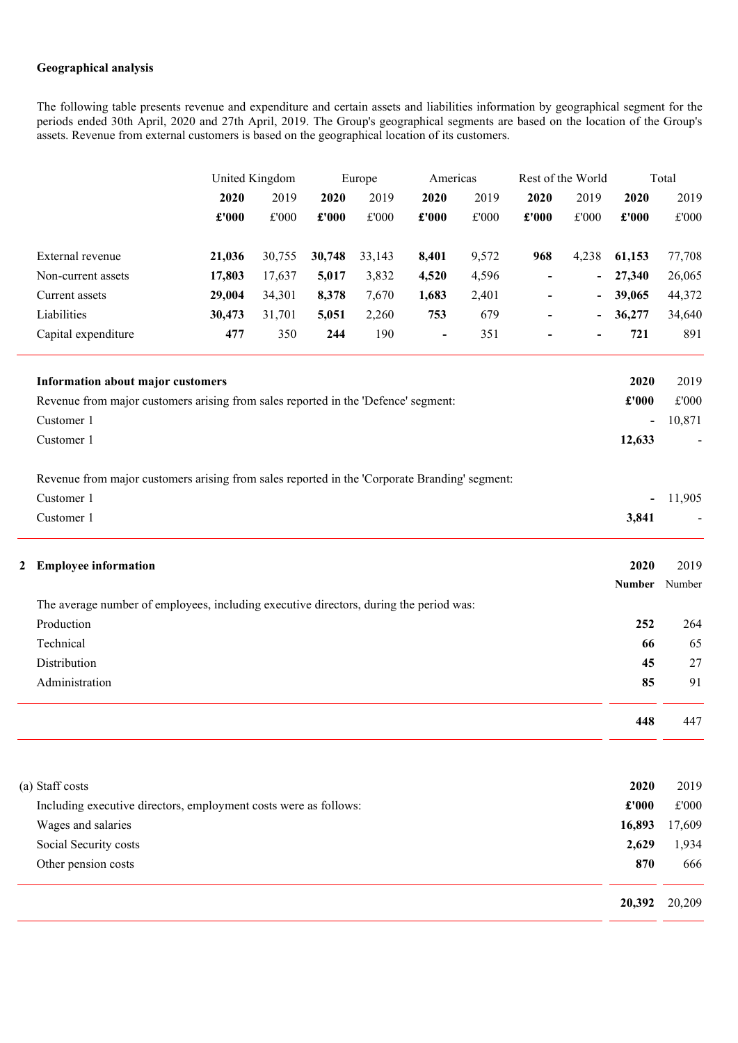**Geographical analysis**

The following table presents revenue and expenditure and certain assets and liabilities information by geographical segment for the periods ended 30th April, 2020 and 27th April, 2019. The Group's geographical segments are based on the location of the Group's assets. Revenue from external customers is based on the geographical location of its customers.

| | United Kingdom | | Europe | | Americas | | Rest of the World | | Total | |
|---|---|---|---|---|---|---|---|---|---|---|
| | **2020** | 2019 | **2020** | 2019 | **2020** | 2019 | **2020** | 2019 | **2020** | 2019 |
| | **£'000** | £'000 | **£'000** | £'000 | **£'000** | £'000 | **£'000** | £'000 | **£'000** | £'000 |
| External revenue | **21,036** | 30,755 | **30,748** | 33,143 | **8,401** | 9,572 | **968** | 4,238 | **61,153** | 77,708 |
| Non-current assets | **17,803** | 17,637 | **5,017** | 3,832 | **4,520** | 4,596 | **-** | - | **27,340** | 26,065 |
| Current assets | **29,004** | 34,301 | **8,378** | 7,670 | **1,683** | 2,401 | **-** | - | **39,065** | 44,372 |
| Liabilities | **30,473** | 31,701 | **5,051** | 2,260 | **753** | 679 | **-** | - | **36,277** | 34,640 |
| Capital expenditure | **477** | 350 | **244** | 190 | **-** | 351 | **-** | - | **721** | 891 |

| **Information about major customers** | **2020** | 2019 |
|---|---|---|
| Revenue from major customers arising from sales reported in the 'Defence' segment: | **£'000** | £'000 |
| Customer 1 | **-** | 10,871 |
| Customer 1 | **12,633** | - |
| | | |
| Revenue from major customers arising from sales reported in the 'Corporate Branding' segment: | | |
| Customer 1 | **-** | 11,905 |
| Customer 1 | **3,841** | - |

## 2 Employee information

| | **2020** | 2019 |
|---|---|---|
| | **Number** | Number |
| The average number of employees, including executive directors, during the period was: | | |
| Production | **252** | 264 |
| Technical | **66** | 65 |
| Distribution | **45** | 27 |
| Administration | **85** | 91 |
| | **448** | 447 |

| (a) Staff costs | **2020** | 2019 |
|---|---|---|
| Including executive directors, employment costs were as follows: | **£'000** | £'000 |
| Wages and salaries | **16,893** | 17,609 |
| Social Security costs | **2,629** | 1,934 |
| Other pension costs | **870** | 666 |
| | **20,392** | 20,209 |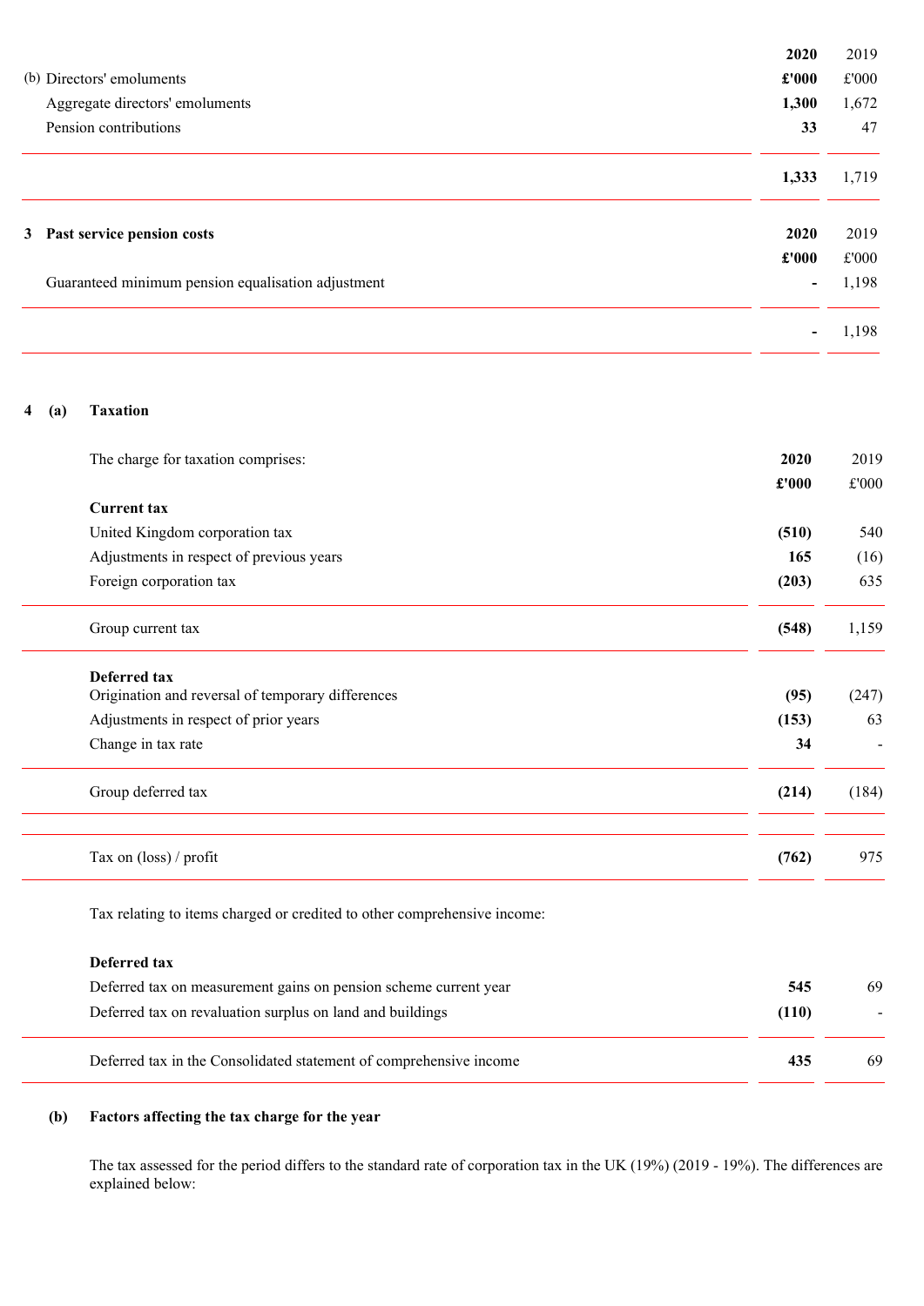| | 2020 | 2019 |
|---|---|---|
| (b) Directors' emoluments | **£'000** | £'000 |
| Aggregate directors' emoluments | **1,300** | 1,672 |
| Pension contributions | **33** | 47 |
| | **1,333** | 1,719 |

| **3 Past service pension costs** | 2020 | 2019 |
|---|---|---|
| | **£'000** | £'000 |
| Guaranteed minimum pension equalisation adjustment | **-** | 1,198 |
| | **-** | 1,198 |

## 4 (a) Taxation

| The charge for taxation comprises: | 2020 | 2019 |
|---|---|---|
| | **£'000** | £'000 |
| **Current tax** | | |
| United Kingdom corporation tax | **(510)** | 540 |
| Adjustments in respect of previous years | **165** | (16) |
| Foreign corporation tax | **(203)** | 635 |
| Group current tax | **(548)** | 1,159 |
| **Deferred tax** | | |
| Origination and reversal of temporary differences | **(95)** | (247) |
| Adjustments in respect of prior years | **(153)** | 63 |
| Change in tax rate | **34** | - |
| Group deferred tax | **(214)** | (184) |
| Tax on (loss) / profit | **(762)** | 975 |

Tax relating to items charged or credited to other comprehensive income:

| **Deferred tax** | 2020 | 2019 |
|---|---|---|
| Deferred tax on measurement gains on pension scheme current year | **545** | 69 |
| Deferred tax on revaluation surplus on land and buildings | **(110)** | - |
| Deferred tax in the Consolidated statement of comprehensive income | **435** | 69 |

### (b) Factors affecting the tax charge for the year

The tax assessed for the period differs to the standard rate of corporation tax in the UK (19%) (2019 - 19%). The differences are explained below: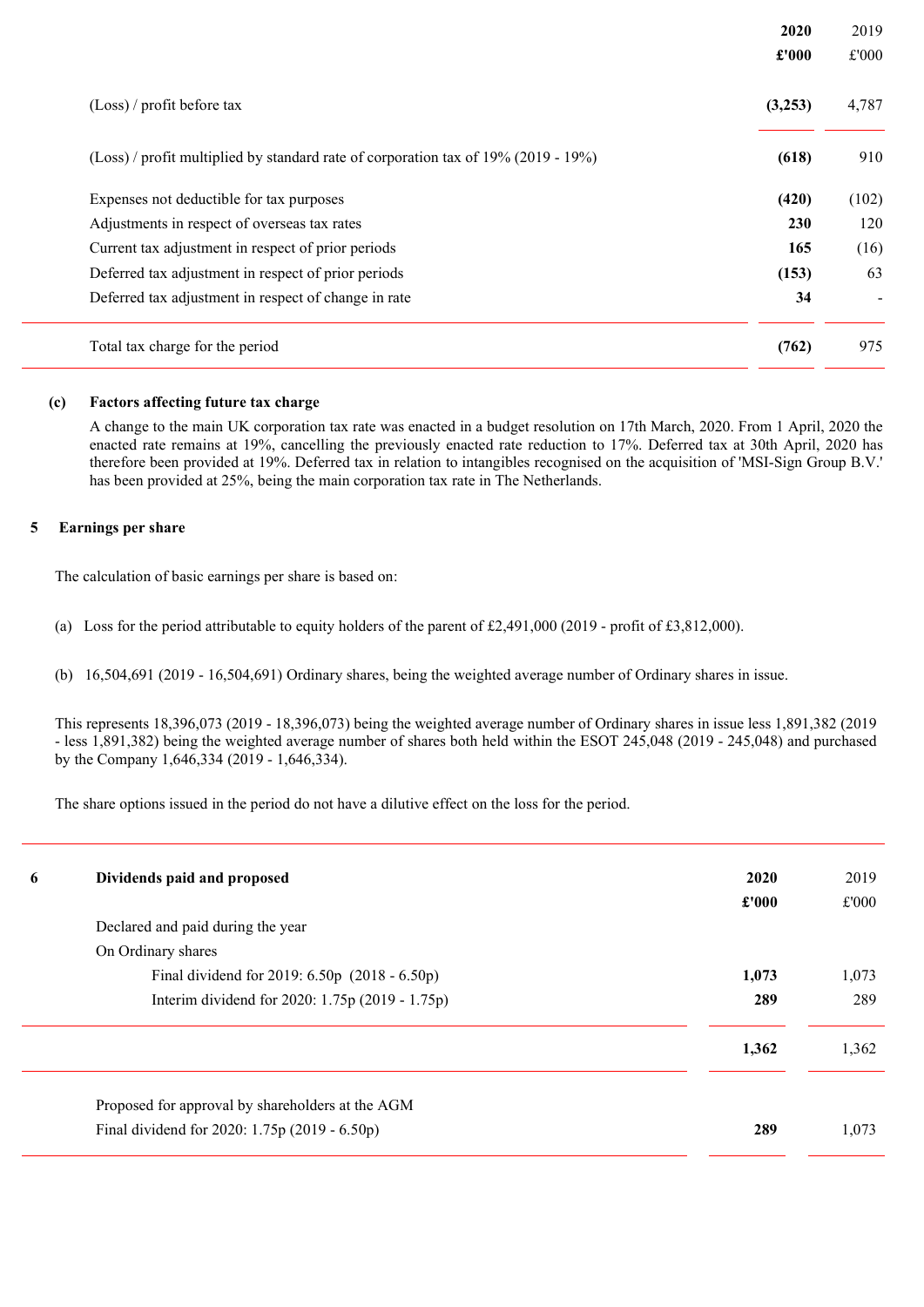| | 2020 | 2019 |
|---|---|---|
| | £'000 | £'000 |
| (Loss) / profit before tax | **(3,253)** | 4,787 |
| (Loss) / profit multiplied by standard rate of corporation tax of 19% (2019 - 19%) | **(618)** | 910 |
| Expenses not deductible for tax purposes | **(420)** | (102) |
| Adjustments in respect of overseas tax rates | **230** | 120 |
| Current tax adjustment in respect of prior periods | **165** | (16) |
| Deferred tax adjustment in respect of prior periods | **(153)** | 63 |
| Deferred tax adjustment in respect of change in rate | **34** | - |
| Total tax charge for the period | **(762)** | 975 |

**(c) Factors affecting future tax charge**

A change to the main UK corporation tax rate was enacted in a budget resolution on 17th March, 2020. From 1 April, 2020 the enacted rate remains at 19%, cancelling the previously enacted rate reduction to 17%. Deferred tax at 30th April, 2020 has therefore been provided at 19%. Deferred tax in relation to intangibles recognised on the acquisition of 'MSI-Sign Group B.V.' has been provided at 25%, being the main corporation tax rate in The Netherlands.

## 5 Earnings per share

The calculation of basic earnings per share is based on:

(a) Loss for the period attributable to equity holders of the parent of £2,491,000 (2019 - profit of £3,812,000).

(b) 16,504,691 (2019 - 16,504,691) Ordinary shares, being the weighted average number of Ordinary shares in issue.

This represents 18,396,073 (2019 - 18,396,073) being the weighted average number of Ordinary shares in issue less 1,891,382 (2019 - less 1,891,382) being the weighted average number of shares both held within the ESOT 245,048 (2019 - 245,048) and purchased by the Company 1,646,334 (2019 - 1,646,334).

The share options issued in the period do not have a dilutive effect on the loss for the period.

## 6 Dividends paid and proposed

| | 2020 | 2019 |
|---|---|---|
| | £'000 | £'000 |
| Declared and paid during the year | | |
| On Ordinary shares | | |
| Final dividend for 2019: 6.50p (2018 - 6.50p) | **1,073** | 1,073 |
| Interim dividend for 2020: 1.75p (2019 - 1.75p) | **289** | 289 |
| | **1,362** | 1,362 |
| Proposed for approval by shareholders at the AGM | | |
| Final dividend for 2020: 1.75p (2019 - 6.50p) | **289** | 1,073 |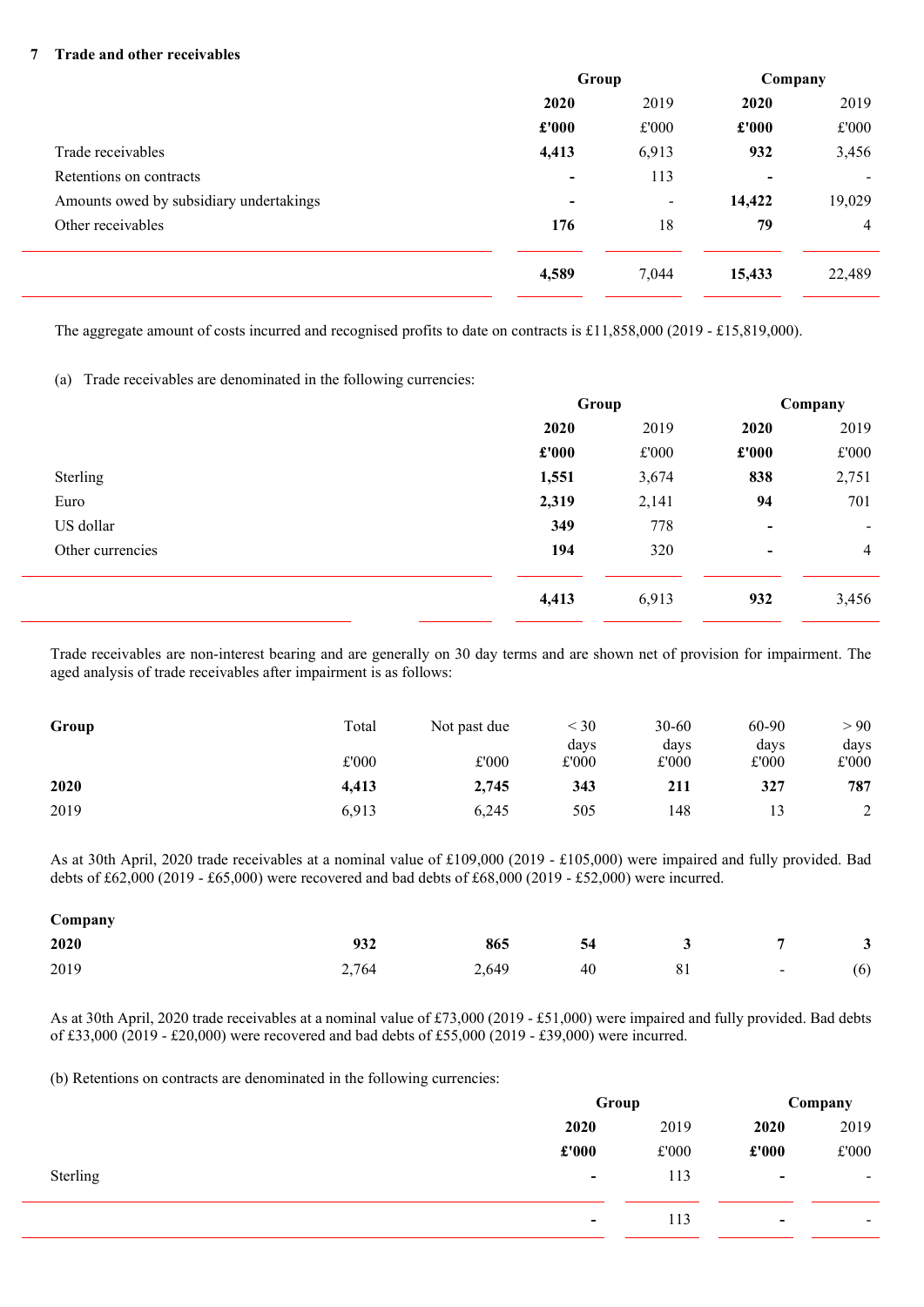## 7 Trade and other receivables

| | Group | | Company | |
|---|---|---|---|---|
| | **2020** | 2019 | **2020** | 2019 |
| | **£'000** | £'000 | **£'000** | £'000 |
| Trade receivables | **4,413** | 6,913 | **932** | 3,456 |
| Retentions on contracts | **-** | 113 | **-** | - |
| Amounts owed by subsidiary undertakings | **-** | - | **14,422** | 19,029 |
| Other receivables | **176** | 18 | **79** | 4 |
| | **4,589** | 7,044 | **15,433** | 22,489 |

The aggregate amount of costs incurred and recognised profits to date on contracts is £11,858,000 (2019 - £15,819,000).

(a) Trade receivables are denominated in the following currencies:

| | Group | | Company | |
|---|---|---|---|---|
| | **2020** | 2019 | **2020** | 2019 |
| | **£'000** | £'000 | **£'000** | £'000 |
| Sterling | **1,551** | 3,674 | **838** | 2,751 |
| Euro | **2,319** | 2,141 | **94** | 701 |
| US dollar | **349** | 778 | **-** | - |
| Other currencies | **194** | 320 | **-** | 4 |
| | **4,413** | 6,913 | **932** | 3,456 |

Trade receivables are non-interest bearing and are generally on 30 day terms and are shown net of provision for impairment. The aged analysis of trade receivables after impairment is as follows:

| **Group** | Total | Not past due | < 30 days | 30-60 days | 60-90 days | > 90 days |
|---|---|---|---|---|---|---|
| | £'000 | £'000 | £'000 | £'000 | £'000 | £'000 |
| **2020** | **4,413** | **2,745** | **343** | **211** | **327** | **787** |
| 2019 | 6,913 | 6,245 | 505 | 148 | 13 | 2 |

As at 30th April, 2020 trade receivables at a nominal value of £109,000 (2019 - £105,000) were impaired and fully provided. Bad debts of £62,000 (2019 - £65,000) were recovered and bad debts of £68,000 (2019 - £52,000) were incurred.

| **Company** | | | | | | |
|---|---|---|---|---|---|---|
| **2020** | **932** | **865** | **54** | **3** | **7** | **3** |
| 2019 | 2,764 | 2,649 | 40 | 81 | - | (6) |

As at 30th April, 2020 trade receivables at a nominal value of £73,000 (2019 - £51,000) were impaired and fully provided. Bad debts of £33,000 (2019 - £20,000) were recovered and bad debts of £55,000 (2019 - £39,000) were incurred.

(b) Retentions on contracts are denominated in the following currencies:

| | Group | | Company | |
|---|---|---|---|---|
| | **2020** | 2019 | **2020** | 2019 |
| | **£'000** | £'000 | **£'000** | £'000 |
| Sterling | **-** | 113 | **-** | - |
| | **-** | 113 | **-** | - |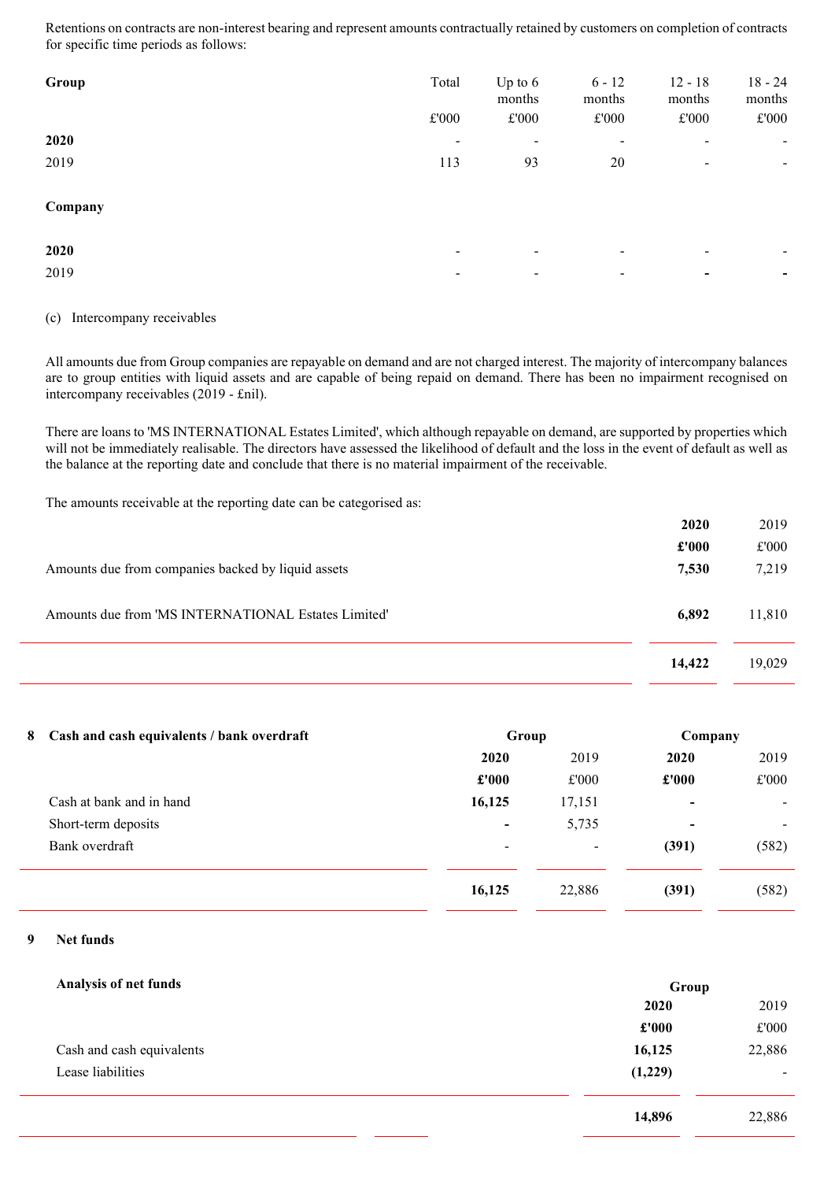Retentions on contracts are non-interest bearing and represent amounts contractually retained by customers on completion of contracts for specific time periods as follows:

| Group | Total | Up to 6 months | 6 - 12 months | 12 - 18 months | 18 - 24 months |
|---|---|---|---|---|---|
| | £'000 | £'000 | £'000 | £'000 | £'000 |
| **2020** | - | - | - | - | - |
| 2019 | 113 | 93 | 20 | - | - |
| **Company** | | | | | |
| **2020** | - | - | - | - | - |
| 2019 | - | - | - | - | - |

(c) Intercompany receivables

All amounts due from Group companies are repayable on demand and are not charged interest. The majority of intercompany balances are to group entities with liquid assets and are capable of being repaid on demand. There has been no impairment recognised on intercompany receivables (2019 - £nil).

There are loans to 'MS INTERNATIONAL Estates Limited', which although repayable on demand, are supported by properties which will not be immediately realisable. The directors have assessed the likelihood of default and the loss in the event of default as well as the balance at the reporting date and conclude that there is no material impairment of the receivable.

The amounts receivable at the reporting date can be categorised as:

| | **2020** | 2019 |
|---|---|---|
| | **£'000** | £'000 |
| Amounts due from companies backed by liquid assets | **7,530** | 7,219 |
| Amounts due from 'MS INTERNATIONAL Estates Limited' | **6,892** | 11,810 |
| | **14,422** | 19,029 |

## 8 Cash and cash equivalents / bank overdraft

| | Group | | Company | |
|---|---|---|---|---|
| | **2020** | 2019 | **2020** | 2019 |
| | **£'000** | £'000 | **£'000** | £'000 |
| Cash at bank and in hand | **16,125** | 17,151 | **-** | - |
| Short-term deposits | **-** | 5,735 | **-** | - |
| Bank overdraft | - | - | **(391)** | (582) |
| | **16,125** | 22,886 | **(391)** | (582) |

## 9 Net funds

**Analysis of net funds**

| | Group | |
|---|---|---|
| | **2020** | 2019 |
| | **£'000** | £'000 |
| Cash and cash equivalents | **16,125** | 22,886 |
| Lease liabilities | **(1,229)** | - |
| | **14,896** | 22,886 |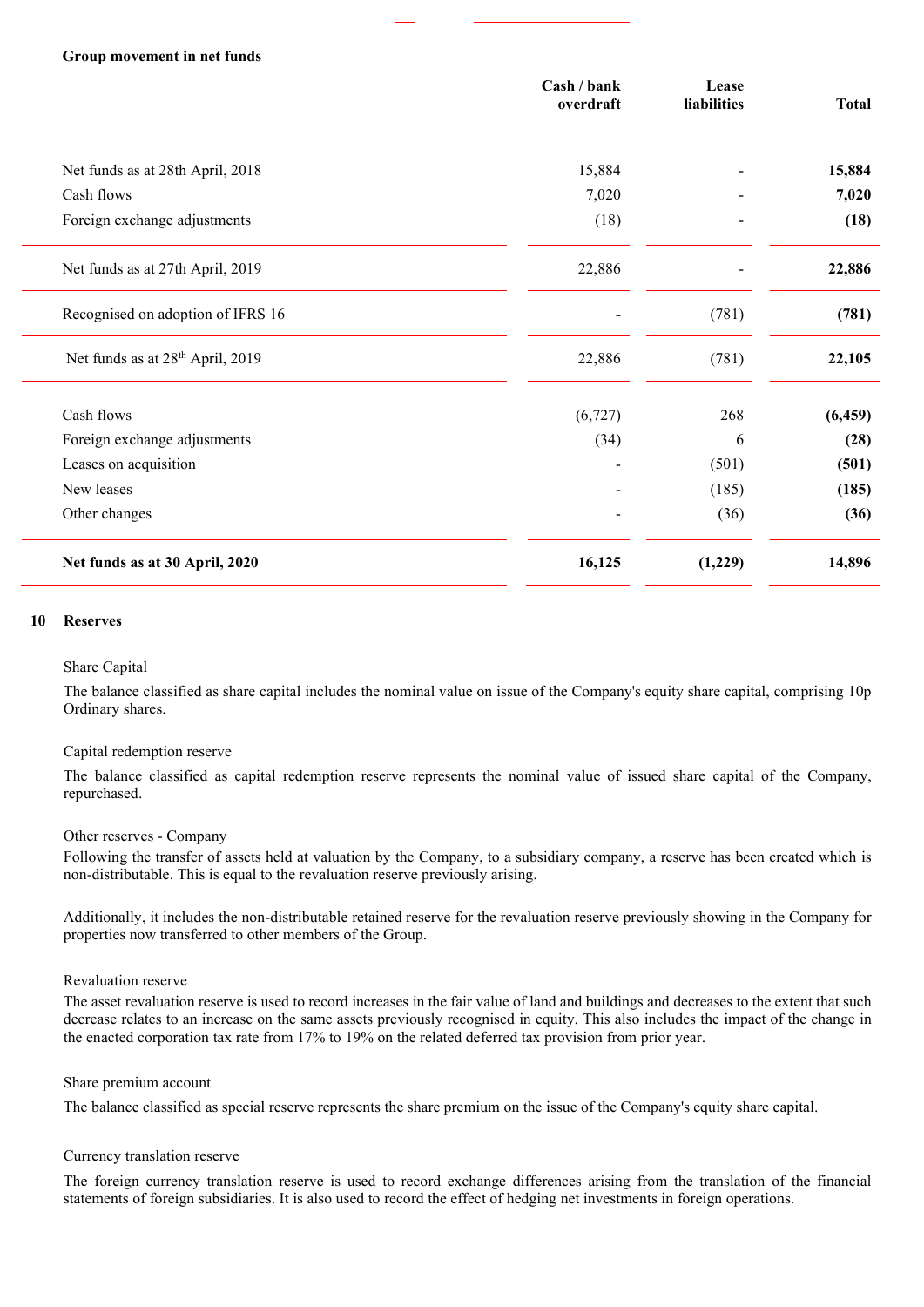**Group movement in net funds**

| | Cash / bank overdraft | Lease liabilities | Total |
|---|---|---|---|
| Net funds as at 28th April, 2018 | 15,884 | - | **15,884** |
| Cash flows | 7,020 | - | **7,020** |
| Foreign exchange adjustments | (18) | - | **(18)** |
| Net funds as at 27th April, 2019 | 22,886 | - | **22,886** |
| Recognised on adoption of IFRS 16 | **-** | (781) | **(781)** |
| Net funds as at 28th April, 2019 | 22,886 | (781) | **22,105** |
| Cash flows | (6,727) | 268 | **(6,459)** |
| Foreign exchange adjustments | (34) | 6 | **(28)** |
| Leases on acquisition | - | (501) | **(501)** |
| New leases | - | (185) | **(185)** |
| Other changes | - | (36) | **(36)** |
| **Net funds as at 30 April, 2020** | **16,125** | **(1,229)** | **14,896** |

## 10 Reserves

Share Capital

The balance classified as share capital includes the nominal value on issue of the Company's equity share capital, comprising 10p Ordinary shares.

Capital redemption reserve

The balance classified as capital redemption reserve represents the nominal value of issued share capital of the Company, repurchased.

Other reserves - Company

Following the transfer of assets held at valuation by the Company, to a subsidiary company, a reserve has been created which is non-distributable. This is equal to the revaluation reserve previously arising.

Additionally, it includes the non-distributable retained reserve for the revaluation reserve previously showing in the Company for properties now transferred to other members of the Group.

Revaluation reserve

The asset revaluation reserve is used to record increases in the fair value of land and buildings and decreases to the extent that such decrease relates to an increase on the same assets previously recognised in equity. This also includes the impact of the change in the enacted corporation tax rate from 17% to 19% on the related deferred tax provision from prior year.

Share premium account

The balance classified as special reserve represents the share premium on the issue of the Company's equity share capital.

Currency translation reserve

The foreign currency translation reserve is used to record exchange differences arising from the translation of the financial statements of foreign subsidiaries. It is also used to record the effect of hedging net investments in foreign operations.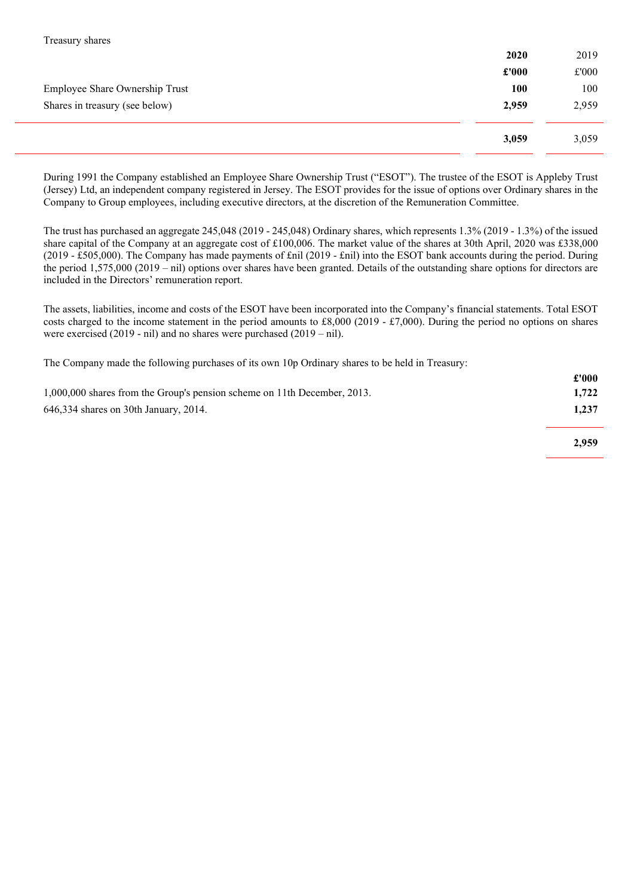Treasury shares

| | 2020 | 2019 |
|---|---|---|
| | **£'000** | £'000 |
| Employee Share Ownership Trust | **100** | 100 |
| Shares in treasury (see below) | **2,959** | 2,959 |
| | **3,059** | 3,059 |

During 1991 the Company established an Employee Share Ownership Trust ("ESOT"). The trustee of the ESOT is Appleby Trust (Jersey) Ltd, an independent company registered in Jersey. The ESOT provides for the issue of options over Ordinary shares in the Company to Group employees, including executive directors, at the discretion of the Remuneration Committee.

The trust has purchased an aggregate 245,048 (2019 - 245,048) Ordinary shares, which represents 1.3% (2019 - 1.3%) of the issued share capital of the Company at an aggregate cost of £100,006. The market value of the shares at 30th April, 2020 was £338,000 (2019 - £505,000). The Company has made payments of £nil (2019 - £nil) into the ESOT bank accounts during the period. During the period 1,575,000 (2019 – nil) options over shares have been granted. Details of the outstanding share options for directors are included in the Directors' remuneration report.

The assets, liabilities, income and costs of the ESOT have been incorporated into the Company's financial statements. Total ESOT costs charged to the income statement in the period amounts to £8,000 (2019 - £7,000). During the period no options on shares were exercised (2019 - nil) and no shares were purchased (2019 – nil).

The Company made the following purchases of its own 10p Ordinary shares to be held in Treasury:

| | |
|---|---|
| | **£'000** |
| 1,000,000 shares from the Group's pension scheme on 11th December, 2013. | **1,722** |
| 646,334 shares on 30th January, 2014. | **1,237** |
| | **2,959** |